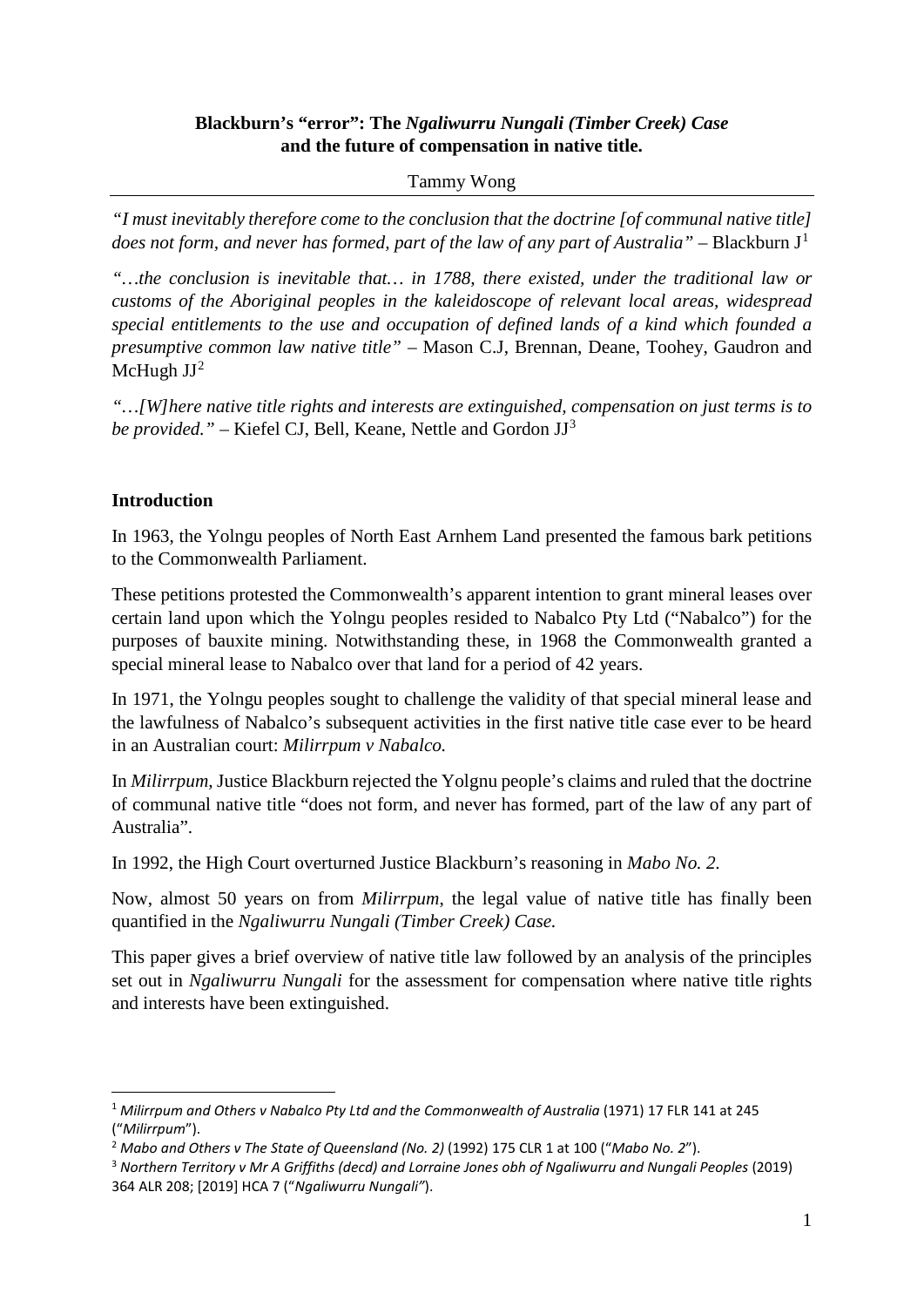**Blackburn's "error": The *Ngaliwurru Nungali (Timber Creek) Case* and the future of compensation in native title.**

Tammy Wong

---

*"I must inevitably therefore come to the conclusion that the doctrine [of communal native title] does not form, and never has formed, part of the law of any part of Australia"* – Blackburn J[1]

*"…the conclusion is inevitable that… in 1788, there existed, under the traditional law or customs of the Aboriginal peoples in the kaleidoscope of relevant local areas, widespread special entitlements to the use and occupation of defined lands of a kind which founded a presumptive common law native title"* – Mason C.J, Brennan, Deane, Toohey, Gaudron and McHugh JJ[2]

*"…[W]here native title rights and interests are extinguished, compensation on just terms is to be provided."* – Kiefel CJ, Bell, Keane, Nettle and Gordon JJ[3]

**Introduction**

In 1963, the Yolngu peoples of North East Arnhem Land presented the famous bark petitions to the Commonwealth Parliament.

These petitions protested the Commonwealth's apparent intention to grant mineral leases over certain land upon which the Yolngu peoples resided to Nabalco Pty Ltd ("Nabalco") for the purposes of bauxite mining. Notwithstanding these, in 1968 the Commonwealth granted a special mineral lease to Nabalco over that land for a period of 42 years.

In 1971, the Yolngu peoples sought to challenge the validity of that special mineral lease and the lawfulness of Nabalco's subsequent activities in the first native title case ever to be heard in an Australian court: *Milirrpum v Nabalco.*

In *Milirrpum,* Justice Blackburn rejected the Yolgnu people's claims and ruled that the doctrine of communal native title "does not form, and never has formed, part of the law of any part of Australia".

In 1992, the High Court overturned Justice Blackburn's reasoning in *Mabo No. 2.*

Now, almost 50 years on from *Milirrpum*, the legal value of native title has finally been quantified in the *Ngaliwurru Nungali (Timber Creek) Case.*

This paper gives a brief overview of native title law followed by an analysis of the principles set out in *Ngaliwurru Nungali* for the assessment for compensation where native title rights and interests have been extinguished.

---

[1] *Milirrpum and Others v Nabalco Pty Ltd and the Commonwealth of Australia* (1971) 17 FLR 141 at 245 ("*Milirrpum*").

[2] *Mabo and Others v The State of Queensland (No. 2)* (1992) 175 CLR 1 at 100 ("*Mabo No. 2*").

[3] *Northern Territory v Mr A Griffiths (decd) and Lorraine Jones obh of Ngaliwurru and Nungali Peoples* (2019) 364 ALR 208; [2019] HCA 7 ("*Ngaliwurru Nungali"*).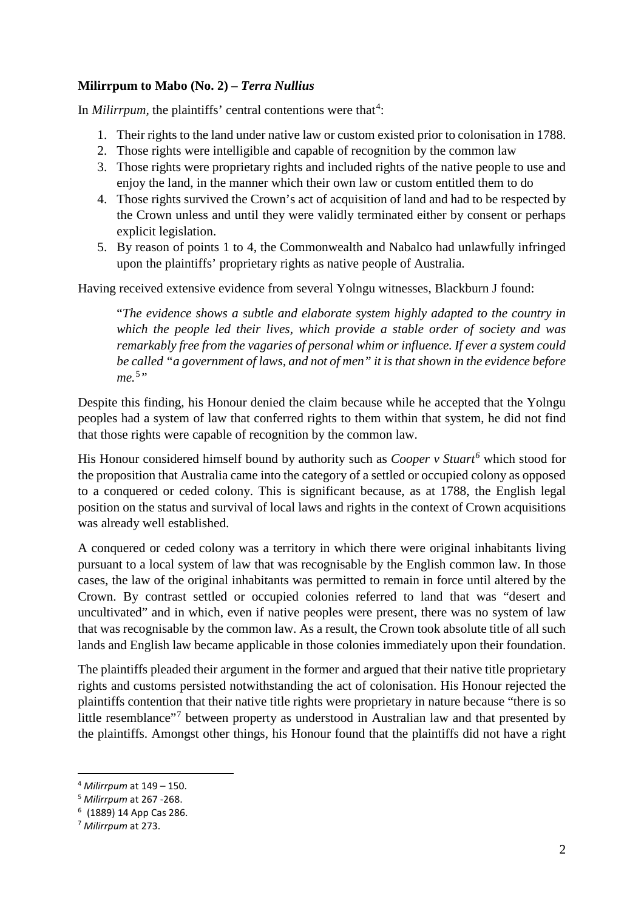**Milirrpum to Mabo (No. 2) –** ***Terra Nullius***

In *Milirrpum*, the plaintiffs' central contentions were that[4]:

1. Their rights to the land under native law or custom existed prior to colonisation in 1788.
2. Those rights were intelligible and capable of recognition by the common law
3. Those rights were proprietary rights and included rights of the native people to use and enjoy the land, in the manner which their own law or custom entitled them to do
4. Those rights survived the Crown's act of acquisition of land and had to be respected by the Crown unless and until they were validly terminated either by consent or perhaps explicit legislation.
5. By reason of points 1 to 4, the Commonwealth and Nabalco had unlawfully infringed upon the plaintiffs' proprietary rights as native people of Australia.

Having received extensive evidence from several Yolngu witnesses, Blackburn J found:

> "*The evidence shows a subtle and elaborate system highly adapted to the country in which the people led their lives, which provide a stable order of society and was remarkably free from the vagaries of personal whim or influence. If ever a system could be called "a government of laws, and not of men" it is that shown in the evidence before me.*[5]"

Despite this finding, his Honour denied the claim because while he accepted that the Yolngu peoples had a system of law that conferred rights to them within that system, he did not find that those rights were capable of recognition by the common law.

His Honour considered himself bound by authority such as *Cooper v Stuart*[6] which stood for the proposition that Australia came into the category of a settled or occupied colony as opposed to a conquered or ceded colony. This is significant because, as at 1788, the English legal position on the status and survival of local laws and rights in the context of Crown acquisitions was already well established.

A conquered or ceded colony was a territory in which there were original inhabitants living pursuant to a local system of law that was recognisable by the English common law. In those cases, the law of the original inhabitants was permitted to remain in force until altered by the Crown. By contrast settled or occupied colonies referred to land that was "desert and uncultivated" and in which, even if native peoples were present, there was no system of law that was recognisable by the common law. As a result, the Crown took absolute title of all such lands and English law became applicable in those colonies immediately upon their foundation.

The plaintiffs pleaded their argument in the former and argued that their native title proprietary rights and customs persisted notwithstanding the act of colonisation. His Honour rejected the plaintiffs contention that their native title rights were proprietary in nature because "there is so little resemblance"[7] between property as understood in Australian law and that presented by the plaintiffs. Amongst other things, his Honour found that the plaintiffs did not have a right

---

[4] *Milirrpum* at 149 – 150.

[5] *Milirrpum* at 267 -268.

[6] (1889) 14 App Cas 286.

[7] *Milirrpum* at 273.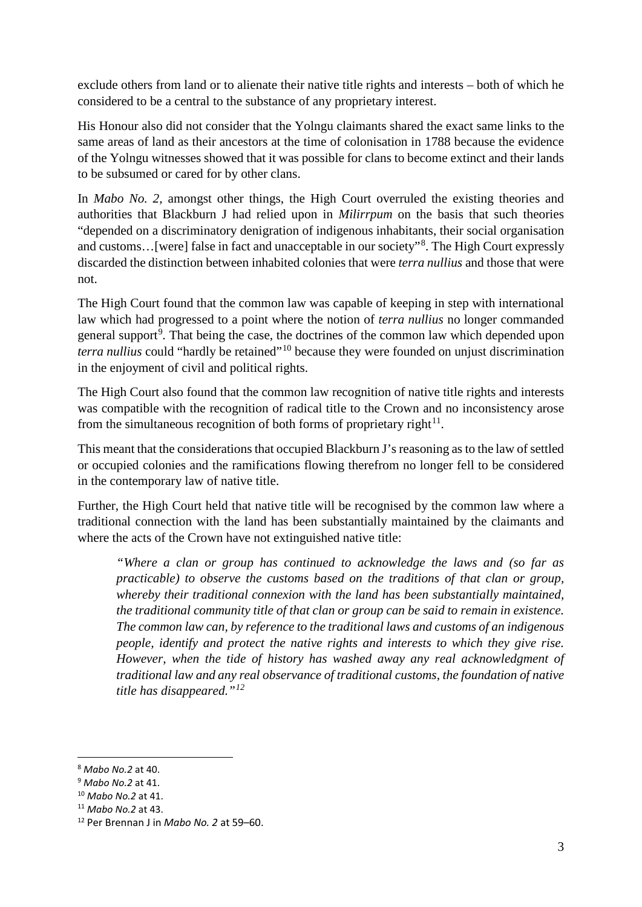exclude others from land or to alienate their native title rights and interests – both of which he considered to be a central to the substance of any proprietary interest.

His Honour also did not consider that the Yolngu claimants shared the exact same links to the same areas of land as their ancestors at the time of colonisation in 1788 because the evidence of the Yolngu witnesses showed that it was possible for clans to become extinct and their lands to be subsumed or cared for by other clans.

In *Mabo No. 2*, amongst other things, the High Court overruled the existing theories and authorities that Blackburn J had relied upon in *Milirrpum* on the basis that such theories "depended on a discriminatory denigration of indigenous inhabitants, their social organisation and customs…[were] false in fact and unacceptable in our society"[8]. The High Court expressly discarded the distinction between inhabited colonies that were *terra nullius* and those that were not.

The High Court found that the common law was capable of keeping in step with international law which had progressed to a point where the notion of *terra nullius* no longer commanded general support[9]. That being the case, the doctrines of the common law which depended upon *terra nullius* could "hardly be retained"[10] because they were founded on unjust discrimination in the enjoyment of civil and political rights.

The High Court also found that the common law recognition of native title rights and interests was compatible with the recognition of radical title to the Crown and no inconsistency arose from the simultaneous recognition of both forms of proprietary right[11].

This meant that the considerations that occupied Blackburn J's reasoning as to the law of settled or occupied colonies and the ramifications flowing therefrom no longer fell to be considered in the contemporary law of native title.

Further, the High Court held that native title will be recognised by the common law where a traditional connection with the land has been substantially maintained by the claimants and where the acts of the Crown have not extinguished native title:

> *"Where a clan or group has continued to acknowledge the laws and (so far as practicable) to observe the customs based on the traditions of that clan or group, whereby their traditional connexion with the land has been substantially maintained, the traditional community title of that clan or group can be said to remain in existence. The common law can, by reference to the traditional laws and customs of an indigenous people, identify and protect the native rights and interests to which they give rise. However, when the tide of history has washed away any real acknowledgment of traditional law and any real observance of traditional customs, the foundation of native title has disappeared."*[12]

---

[8] *Mabo No.2* at 40.

[9] *Mabo No.2* at 41.

[10] *Mabo No.2* at 41.

[11] *Mabo No.2* at 43.

[12] Per Brennan J in *Mabo No. 2* at 59–60.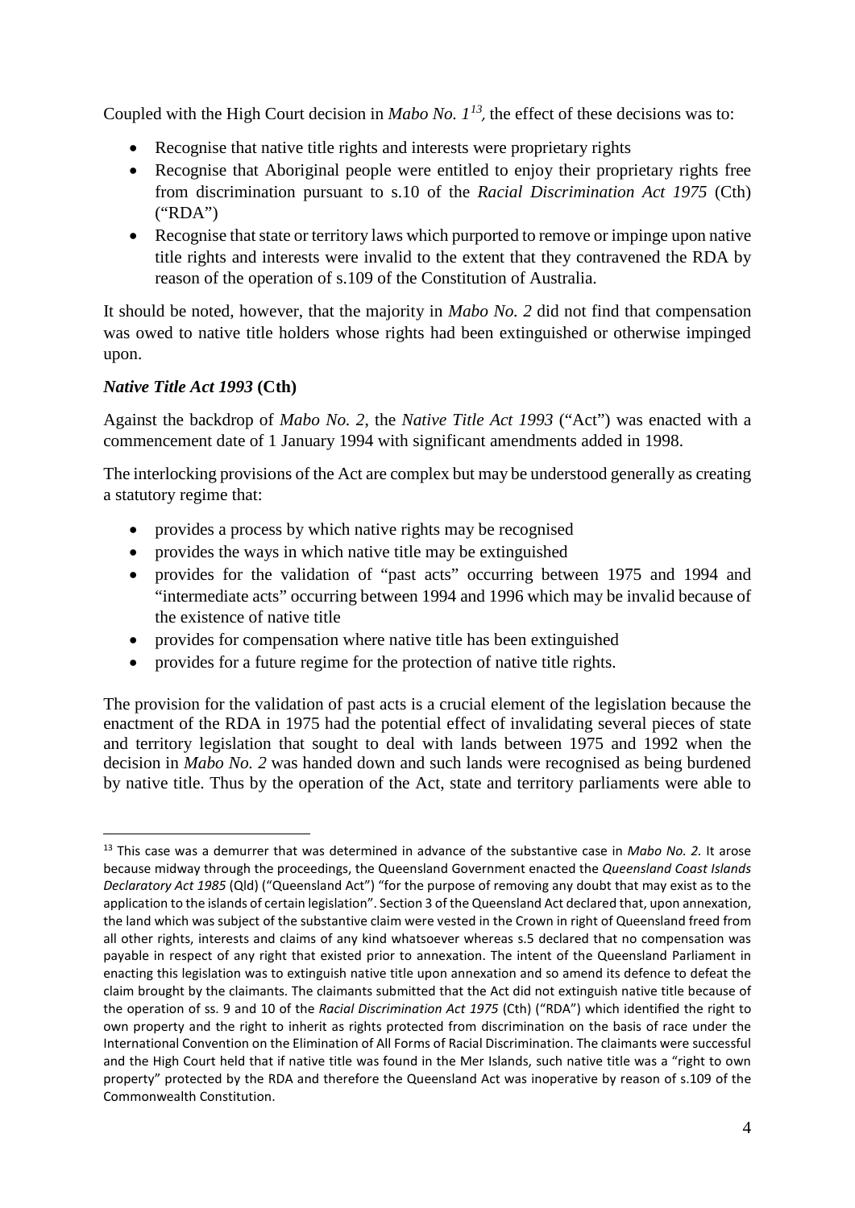Coupled with the High Court decision in *Mabo No. 1*[13], the effect of these decisions was to:

- Recognise that native title rights and interests were proprietary rights
- Recognise that Aboriginal people were entitled to enjoy their proprietary rights free from discrimination pursuant to s.10 of the *Racial Discrimination Act 1975* (Cth) ("RDA")
- Recognise that state or territory laws which purported to remove or impinge upon native title rights and interests were invalid to the extent that they contravened the RDA by reason of the operation of s.109 of the Constitution of Australia.

It should be noted, however, that the majority in *Mabo No. 2* did not find that compensation was owed to native title holders whose rights had been extinguished or otherwise impinged upon.

### ***Native Title Act 1993* (Cth)**

Against the backdrop of *Mabo No. 2*, the *Native Title Act 1993* ("Act") was enacted with a commencement date of 1 January 1994 with significant amendments added in 1998.

The interlocking provisions of the Act are complex but may be understood generally as creating a statutory regime that:

- provides a process by which native rights may be recognised
- provides the ways in which native title may be extinguished
- provides for the validation of "past acts" occurring between 1975 and 1994 and "intermediate acts" occurring between 1994 and 1996 which may be invalid because of the existence of native title
- provides for compensation where native title has been extinguished
- provides for a future regime for the protection of native title rights.

The provision for the validation of past acts is a crucial element of the legislation because the enactment of the RDA in 1975 had the potential effect of invalidating several pieces of state and territory legislation that sought to deal with lands between 1975 and 1992 when the decision in *Mabo No. 2* was handed down and such lands were recognised as being burdened by native title. Thus by the operation of the Act, state and territory parliaments were able to

[13] This case was a demurrer that was determined in advance of the substantive case in *Mabo No. 2.* It arose because midway through the proceedings, the Queensland Government enacted the *Queensland Coast Islands Declaratory Act 1985* (Qld) ("Queensland Act") "for the purpose of removing any doubt that may exist as to the application to the islands of certain legislation". Section 3 of the Queensland Act declared that, upon annexation, the land which was subject of the substantive claim were vested in the Crown in right of Queensland freed from all other rights, interests and claims of any kind whatsoever whereas s.5 declared that no compensation was payable in respect of any right that existed prior to annexation. The intent of the Queensland Parliament in enacting this legislation was to extinguish native title upon annexation and so amend its defence to defeat the claim brought by the claimants. The claimants submitted that the Act did not extinguish native title because of the operation of ss. 9 and 10 of the *Racial Discrimination Act 1975* (Cth) ("RDA") which identified the right to own property and the right to inherit as rights protected from discrimination on the basis of race under the International Convention on the Elimination of All Forms of Racial Discrimination. The claimants were successful and the High Court held that if native title was found in the Mer Islands, such native title was a "right to own property" protected by the RDA and therefore the Queensland Act was inoperative by reason of s.109 of the Commonwealth Constitution.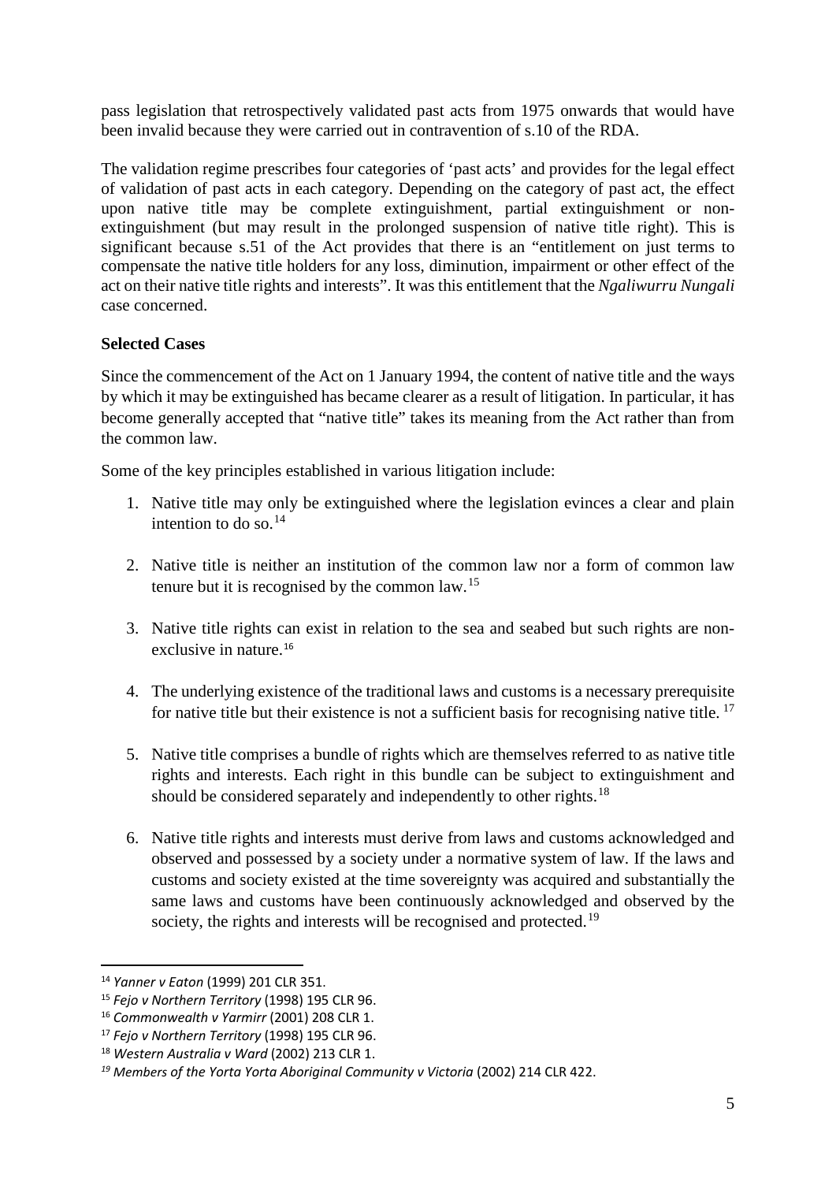pass legislation that retrospectively validated past acts from 1975 onwards that would have been invalid because they were carried out in contravention of s.10 of the RDA.

The validation regime prescribes four categories of 'past acts' and provides for the legal effect of validation of past acts in each category. Depending on the category of past act, the effect upon native title may be complete extinguishment, partial extinguishment or non-extinguishment (but may result in the prolonged suspension of native title right). This is significant because s.51 of the Act provides that there is an "entitlement on just terms to compensate the native title holders for any loss, diminution, impairment or other effect of the act on their native title rights and interests". It was this entitlement that the *Ngaliwurru Nungali* case concerned.

**Selected Cases**

Since the commencement of the Act on 1 January 1994, the content of native title and the ways by which it may be extinguished has became clearer as a result of litigation. In particular, it has become generally accepted that "native title" takes its meaning from the Act rather than from the common law.

Some of the key principles established in various litigation include:

1. Native title may only be extinguished where the legislation evinces a clear and plain intention to do so.[14]

2. Native title is neither an institution of the common law nor a form of common law tenure but it is recognised by the common law.[15]

3. Native title rights can exist in relation to the sea and seabed but such rights are non-exclusive in nature.[16]

4. The underlying existence of the traditional laws and customs is a necessary prerequisite for native title but their existence is not a sufficient basis for recognising native title. [17]

5. Native title comprises a bundle of rights which are themselves referred to as native title rights and interests. Each right in this bundle can be subject to extinguishment and should be considered separately and independently to other rights.[18]

6. Native title rights and interests must derive from laws and customs acknowledged and observed and possessed by a society under a normative system of law. If the laws and customs and society existed at the time sovereignty was acquired and substantially the same laws and customs have been continuously acknowledged and observed by the society, the rights and interests will be recognised and protected.[19]

---

[14] *Yanner v Eaton* (1999) 201 CLR 351.

[15] *Fejo v Northern Territory* (1998) 195 CLR 96.

[16] *Commonwealth v Yarmirr* (2001) 208 CLR 1.

[17] *Fejo v Northern Territory* (1998) 195 CLR 96.

[18] *Western Australia v Ward* (2002) 213 CLR 1.

[19] *Members of the Yorta Yorta Aboriginal Community v Victoria* (2002) 214 CLR 422.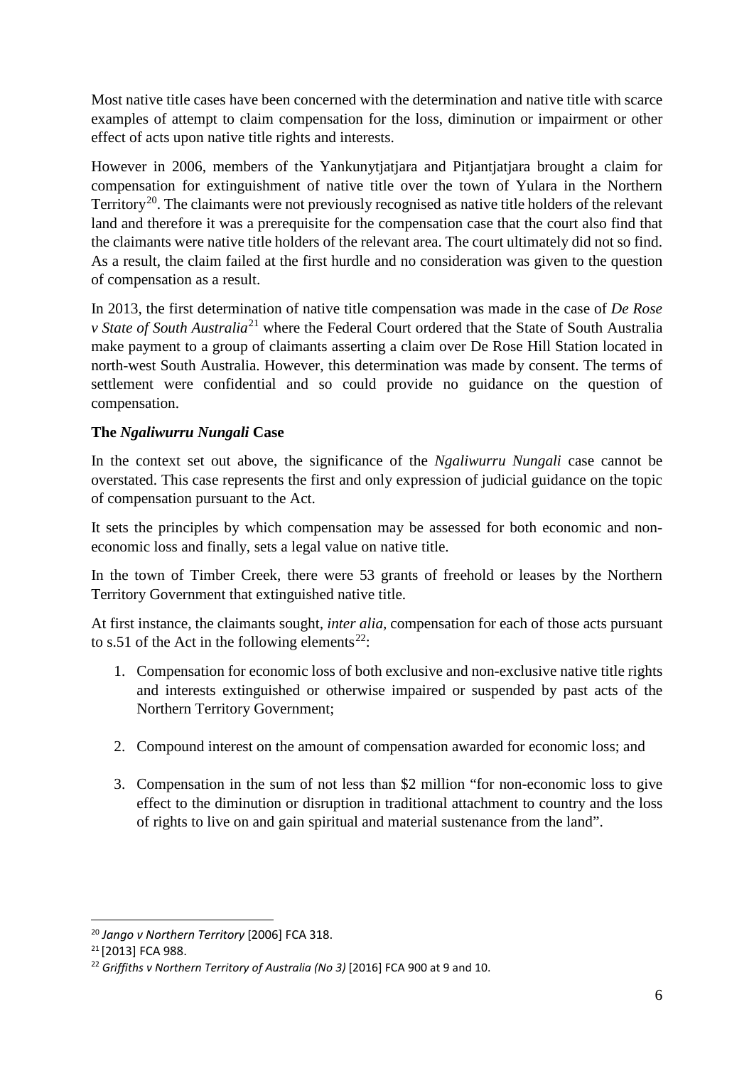Most native title cases have been concerned with the determination and native title with scarce examples of attempt to claim compensation for the loss, diminution or impairment or other effect of acts upon native title rights and interests.

However in 2006, members of the Yankunytjatjara and Pitjantjatjara brought a claim for compensation for extinguishment of native title over the town of Yulara in the Northern Territory[20]. The claimants were not previously recognised as native title holders of the relevant land and therefore it was a prerequisite for the compensation case that the court also find that the claimants were native title holders of the relevant area. The court ultimately did not so find. As a result, the claim failed at the first hurdle and no consideration was given to the question of compensation as a result.

In 2013, the first determination of native title compensation was made in the case of *De Rose v State of South Australia*[21] where the Federal Court ordered that the State of South Australia make payment to a group of claimants asserting a claim over De Rose Hill Station located in north-west South Australia. However, this determination was made by consent. The terms of settlement were confidential and so could provide no guidance on the question of compensation.

**The *Ngaliwurru Nungali* Case**

In the context set out above, the significance of the *Ngaliwurru Nungali* case cannot be overstated. This case represents the first and only expression of judicial guidance on the topic of compensation pursuant to the Act.

It sets the principles by which compensation may be assessed for both economic and non-economic loss and finally, sets a legal value on native title.

In the town of Timber Creek, there were 53 grants of freehold or leases by the Northern Territory Government that extinguished native title.

At first instance, the claimants sought, *inter alia*, compensation for each of those acts pursuant to s.51 of the Act in the following elements[22]:

1. Compensation for economic loss of both exclusive and non-exclusive native title rights and interests extinguished or otherwise impaired or suspended by past acts of the Northern Territory Government;

2. Compound interest on the amount of compensation awarded for economic loss; and

3. Compensation in the sum of not less than $2 million "for non-economic loss to give effect to the diminution or disruption in traditional attachment to country and the loss of rights to live on and gain spiritual and material sustenance from the land".

---

[20] *Jango v Northern Territory* [2006] FCA 318.

[21] [2013] FCA 988.

[22] *Griffiths v Northern Territory of Australia (No 3)* [2016] FCA 900 at 9 and 10.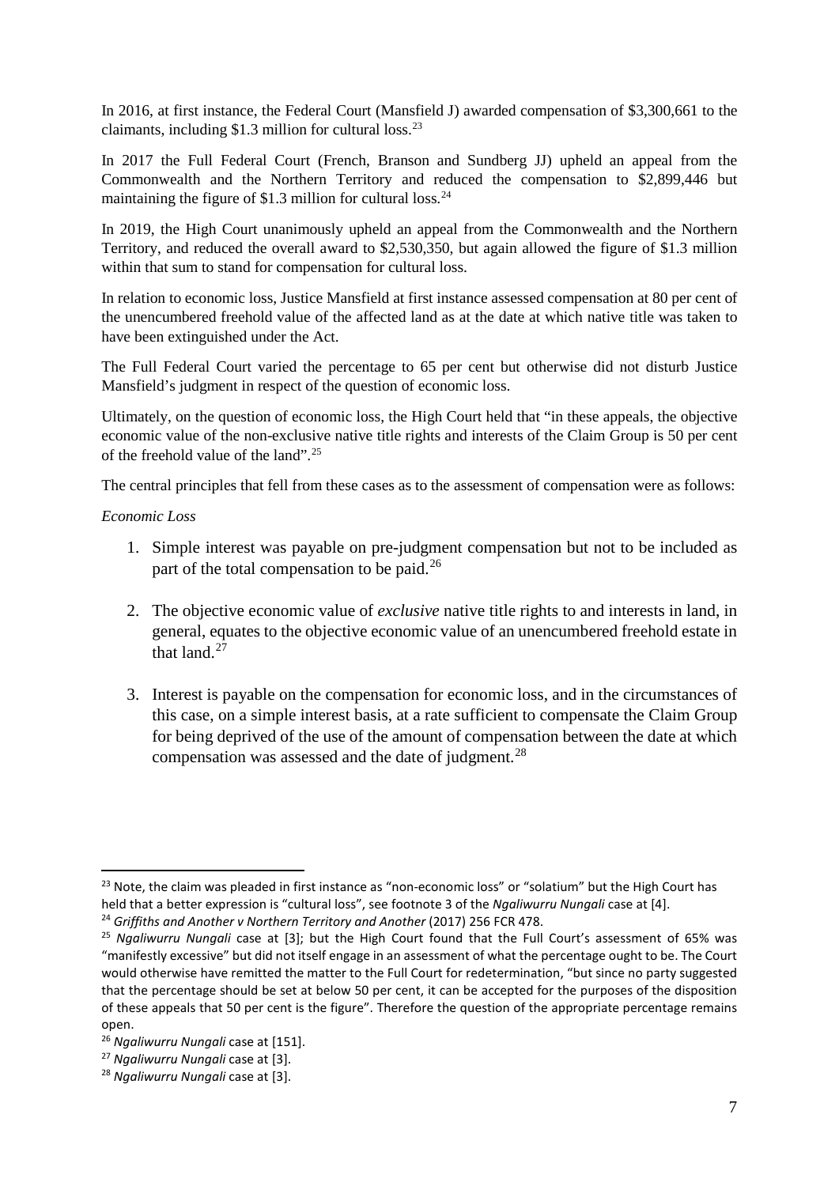In 2016, at first instance, the Federal Court (Mansfield J) awarded compensation of $3,300,661 to the claimants, including $1.3 million for cultural loss.[23]

In 2017 the Full Federal Court (French, Branson and Sundberg JJ) upheld an appeal from the Commonwealth and the Northern Territory and reduced the compensation to $2,899,446 but maintaining the figure of $1.3 million for cultural loss.[24]

In 2019, the High Court unanimously upheld an appeal from the Commonwealth and the Northern Territory, and reduced the overall award to $2,530,350, but again allowed the figure of $1.3 million within that sum to stand for compensation for cultural loss.

In relation to economic loss, Justice Mansfield at first instance assessed compensation at 80 per cent of the unencumbered freehold value of the affected land as at the date at which native title was taken to have been extinguished under the Act.

The Full Federal Court varied the percentage to 65 per cent but otherwise did not disturb Justice Mansfield's judgment in respect of the question of economic loss.

Ultimately, on the question of economic loss, the High Court held that "in these appeals, the objective economic value of the non-exclusive native title rights and interests of the Claim Group is 50 per cent of the freehold value of the land".[25]

The central principles that fell from these cases as to the assessment of compensation were as follows:

*Economic Loss*

1. Simple interest was payable on pre-judgment compensation but not to be included as part of the total compensation to be paid.[26]

2. The objective economic value of *exclusive* native title rights to and interests in land, in general, equates to the objective economic value of an unencumbered freehold estate in that land.[27]

3. Interest is payable on the compensation for economic loss, and in the circumstances of this case, on a simple interest basis, at a rate sufficient to compensate the Claim Group for being deprived of the use of the amount of compensation between the date at which compensation was assessed and the date of judgment.[28]

---

[23] Note, the claim was pleaded in first instance as "non-economic loss" or "solatium" but the High Court has held that a better expression is "cultural loss", see footnote 3 of the *Ngaliwurru Nungali* case at [4].

[24] *Griffiths and Another v Northern Territory and Another* (2017) 256 FCR 478.

[25] *Ngaliwurru Nungali* case at [3]; but the High Court found that the Full Court's assessment of 65% was "manifestly excessive" but did not itself engage in an assessment of what the percentage ought to be. The Court would otherwise have remitted the matter to the Full Court for redetermination, "but since no party suggested that the percentage should be set at below 50 per cent, it can be accepted for the purposes of the disposition of these appeals that 50 per cent is the figure". Therefore the question of the appropriate percentage remains open.

[26] *Ngaliwurru Nungali* case at [151].

[27] *Ngaliwurru Nungali* case at [3].

[28] *Ngaliwurru Nungali* case at [3].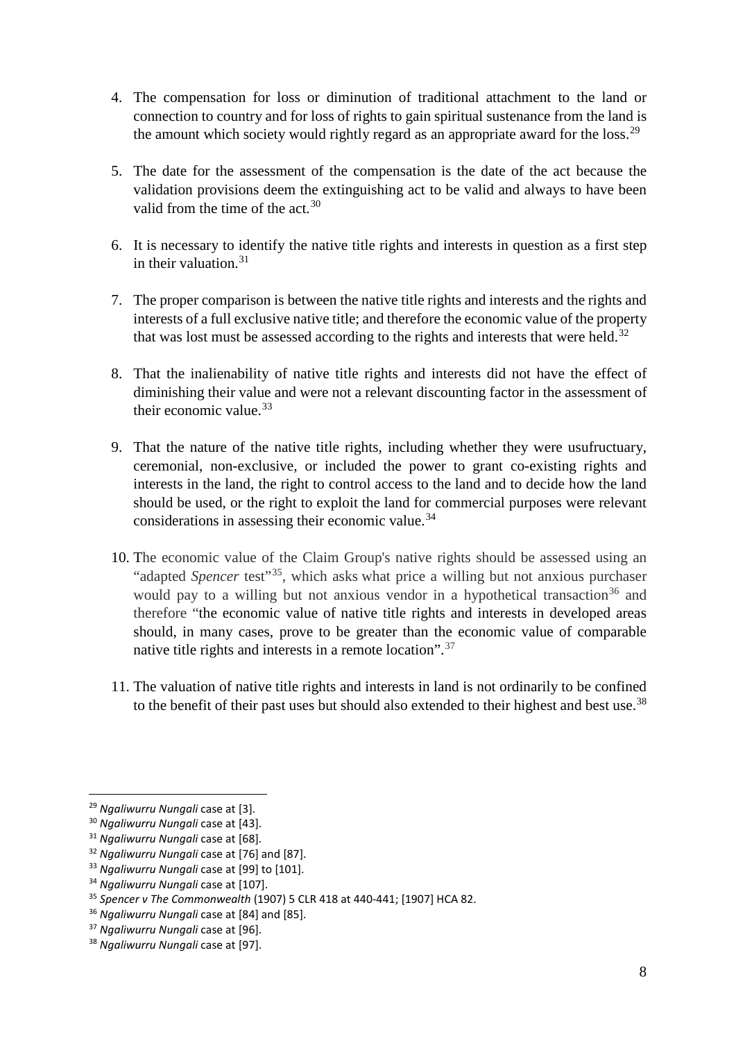4. The compensation for loss or diminution of traditional attachment to the land or connection to country and for loss of rights to gain spiritual sustenance from the land is the amount which society would rightly regard as an appropriate award for the loss.[29]

5. The date for the assessment of the compensation is the date of the act because the validation provisions deem the extinguishing act to be valid and always to have been valid from the time of the act.[30]

6. It is necessary to identify the native title rights and interests in question as a first step in their valuation.[31]

7. The proper comparison is between the native title rights and interests and the rights and interests of a full exclusive native title; and therefore the economic value of the property that was lost must be assessed according to the rights and interests that were held.[32]

8. That the inalienability of native title rights and interests did not have the effect of diminishing their value and were not a relevant discounting factor in the assessment of their economic value.[33]

9. That the nature of the native title rights, including whether they were usufructuary, ceremonial, non-exclusive, or included the power to grant co-existing rights and interests in the land, the right to control access to the land and to decide how the land should be used, or the right to exploit the land for commercial purposes were relevant considerations in assessing their economic value.[34]

10. The economic value of the Claim Group's native rights should be assessed using an "adapted *Spencer* test"[35], which asks what price a willing but not anxious purchaser would pay to a willing but not anxious vendor in a hypothetical transaction[36] and therefore "the economic value of native title rights and interests in developed areas should, in many cases, prove to be greater than the economic value of comparable native title rights and interests in a remote location".[37]

11. The valuation of native title rights and interests in land is not ordinarily to be confined to the benefit of their past uses but should also extended to their highest and best use.[38]

---

[29] *Ngaliwurru Nungali* case at [3].
[30] *Ngaliwurru Nungali* case at [43].
[31] *Ngaliwurru Nungali* case at [68].
[32] *Ngaliwurru Nungali* case at [76] and [87].
[33] *Ngaliwurru Nungali* case at [99] to [101].
[34] *Ngaliwurru Nungali* case at [107].
[35] *Spencer v The Commonwealth* (1907) 5 CLR 418 at 440-441; [1907] HCA 82.
[36] *Ngaliwurru Nungali* case at [84] and [85].
[37] *Ngaliwurru Nungali* case at [96].
[38] *Ngaliwurru Nungali* case at [97].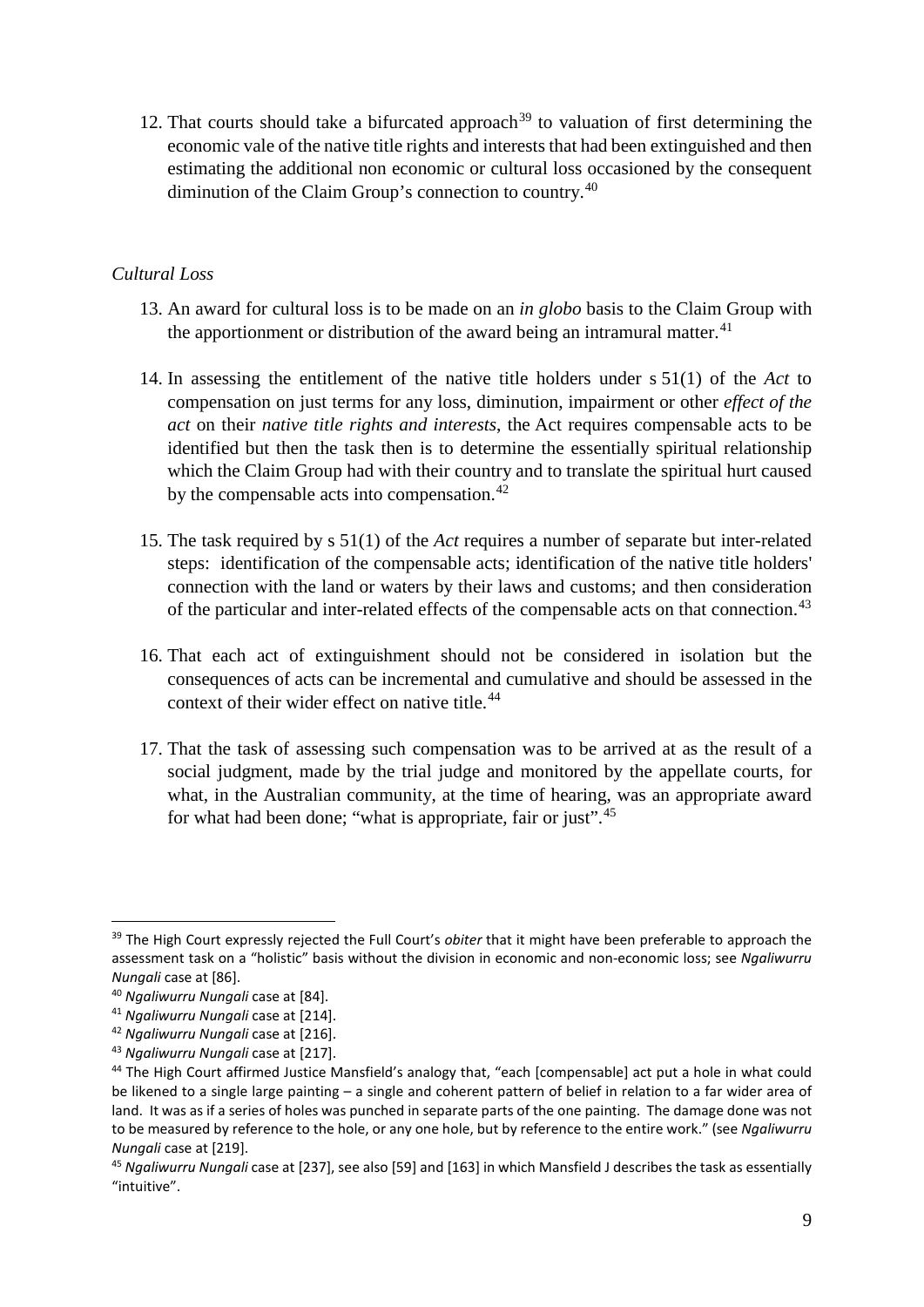12. That courts should take a bifurcated approach[39] to valuation of first determining the economic vale of the native title rights and interests that had been extinguished and then estimating the additional non economic or cultural loss occasioned by the consequent diminution of the Claim Group's connection to country.[40]

*Cultural Loss*

13. An award for cultural loss is to be made on an *in globo* basis to the Claim Group with the apportionment or distribution of the award being an intramural matter.[41]

14. In assessing the entitlement of the native title holders under s 51(1) of the *Act* to compensation on just terms for any loss, diminution, impairment or other *effect of the act* on their *native title rights and interests*, the Act requires compensable acts to be identified but then the task then is to determine the essentially spiritual relationship which the Claim Group had with their country and to translate the spiritual hurt caused by the compensable acts into compensation.[42]

15. The task required by s 51(1) of the *Act* requires a number of separate but inter-related steps: identification of the compensable acts; identification of the native title holders' connection with the land or waters by their laws and customs; and then consideration of the particular and inter-related effects of the compensable acts on that connection.[43]

16. That each act of extinguishment should not be considered in isolation but the consequences of acts can be incremental and cumulative and should be assessed in the context of their wider effect on native title.[44]

17. That the task of assessing such compensation was to be arrived at as the result of a social judgment, made by the trial judge and monitored by the appellate courts, for what, in the Australian community, at the time of hearing, was an appropriate award for what had been done; "what is appropriate, fair or just".[45]

---

[39] The High Court expressly rejected the Full Court's *obiter* that it might have been preferable to approach the assessment task on a "holistic" basis without the division in economic and non-economic loss; see *Ngaliwurru Nungali* case at [86].

[40] *Ngaliwurru Nungali* case at [84].

[41] *Ngaliwurru Nungali* case at [214].

[42] *Ngaliwurru Nungali* case at [216].

[43] *Ngaliwurru Nungali* case at [217].

[44] The High Court affirmed Justice Mansfield's analogy that, "each [compensable] act put a hole in what could be likened to a single large painting – a single and coherent pattern of belief in relation to a far wider area of land. It was as if a series of holes was punched in separate parts of the one painting. The damage done was not to be measured by reference to the hole, or any one hole, but by reference to the entire work." (see *Ngaliwurru Nungali* case at [219].

[45] *Ngaliwurru Nungali* case at [237], see also [59] and [163] in which Mansfield J describes the task as essentially "intuitive".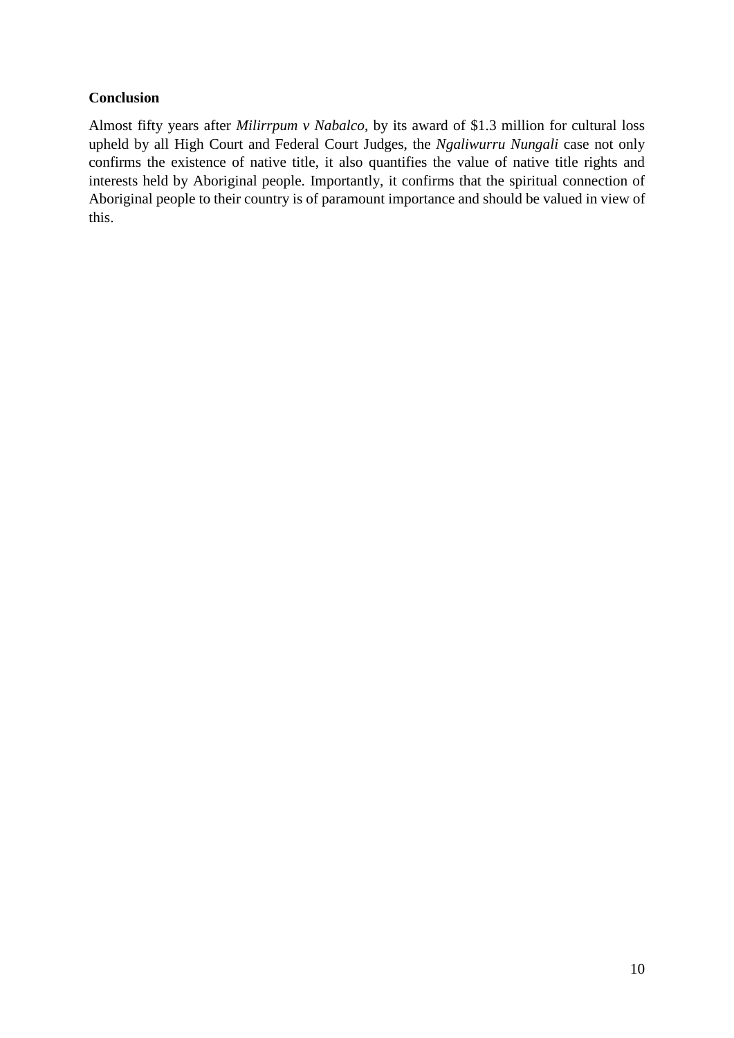**Conclusion**

Almost fifty years after *Milirrpum v Nabalco*, by its award of $1.3 million for cultural loss upheld by all High Court and Federal Court Judges, the *Ngaliwurru Nungali* case not only confirms the existence of native title, it also quantifies the value of native title rights and interests held by Aboriginal people. Importantly, it confirms that the spiritual connection of Aboriginal people to their country is of paramount importance and should be valued in view of this.